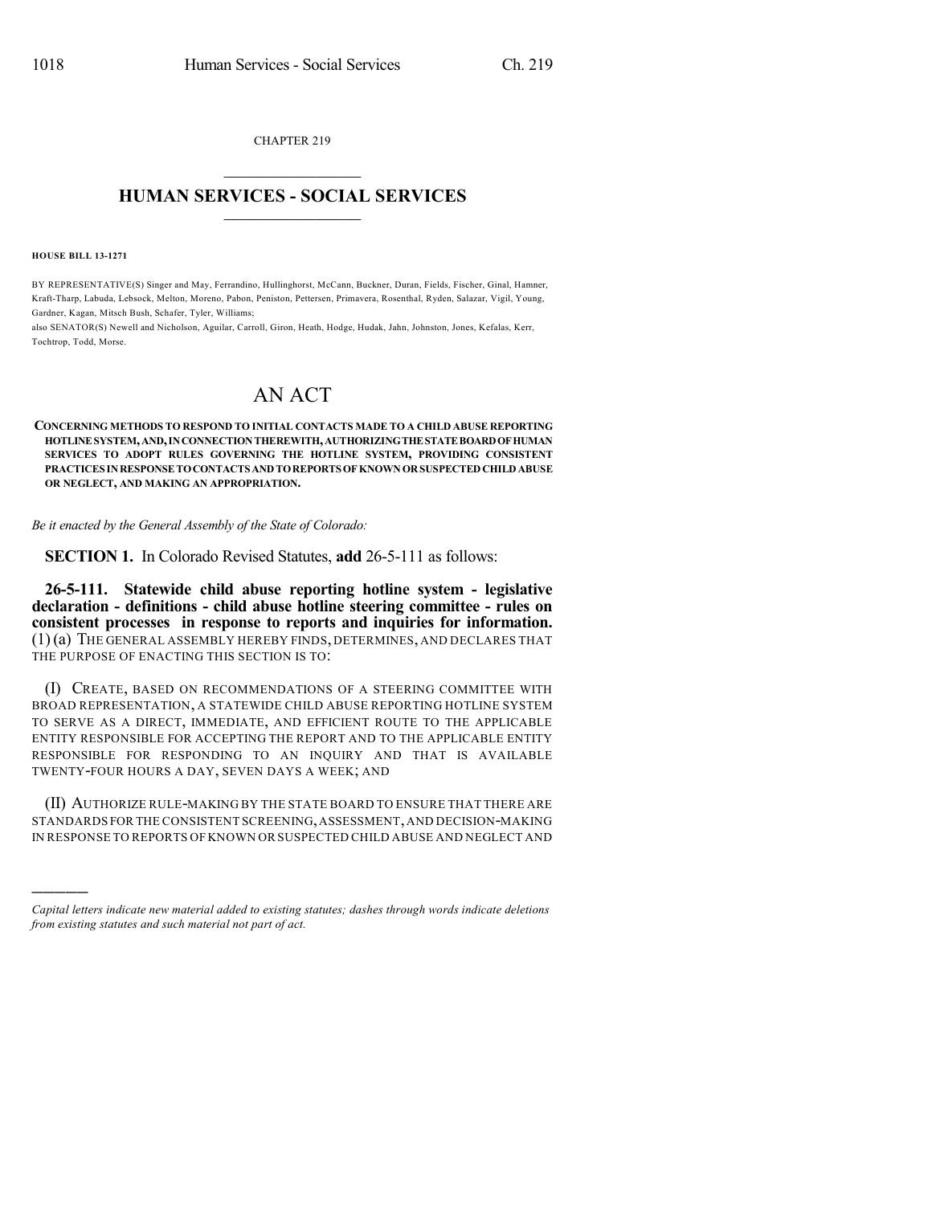CHAPTER 219

# HUMAN SERVICES - SOCIAL SERVICES

**HOUSE BILL 13-1271**

BY REPRESENTATIVE(S) Singer and May, Ferrandino, Hullinghorst, McCann, Buckner, Duran, Fields, Fischer, Ginal, Hamner, Kraft-Tharp, Labuda, Lebsock, Melton, Moreno, Pabon, Peniston, Pettersen, Primavera, Rosenthal, Ryden, Salazar, Vigil, Young, Gardner, Kagan, Mitsch Bush, Schafer, Tyler, Williams;
also SENATOR(S) Newell and Nicholson, Aguilar, Carroll, Giron, Heath, Hodge, Hudak, Jahn, Johnston, Jones, Kefalas, Kerr, Tochtrop, Todd, Morse.

# AN ACT

**CONCERNING METHODS TO RESPOND TO INITIAL CONTACTS MADE TO A CHILD ABUSE REPORTING HOTLINE SYSTEM, AND, IN CONNECTION THEREWITH, AUTHORIZING THE STATE BOARD OF HUMAN SERVICES TO ADOPT RULES GOVERNING THE HOTLINE SYSTEM, PROVIDING CONSISTENT PRACTICES IN RESPONSE TO CONTACTS AND TO REPORTS OF KNOWN OR SUSPECTED CHILD ABUSE OR NEGLECT, AND MAKING AN APPROPRIATION.**

*Be it enacted by the General Assembly of the State of Colorado:*

**SECTION 1.** In Colorado Revised Statutes, **add** 26-5-111 as follows:

**26-5-111. Statewide child abuse reporting hotline system - legislative declaration - definitions - child abuse hotline steering committee - rules on consistent processes in response to reports and inquiries for information.** (1) (a) THE GENERAL ASSEMBLY HEREBY FINDS, DETERMINES, AND DECLARES THAT THE PURPOSE OF ENACTING THIS SECTION IS TO:

(I) CREATE, BASED ON RECOMMENDATIONS OF A STEERING COMMITTEE WITH BROAD REPRESENTATION, A STATEWIDE CHILD ABUSE REPORTING HOTLINE SYSTEM TO SERVE AS A DIRECT, IMMEDIATE, AND EFFICIENT ROUTE TO THE APPLICABLE ENTITY RESPONSIBLE FOR ACCEPTING THE REPORT AND TO THE APPLICABLE ENTITY RESPONSIBLE FOR RESPONDING TO AN INQUIRY AND THAT IS AVAILABLE TWENTY-FOUR HOURS A DAY, SEVEN DAYS A WEEK; AND

(II) AUTHORIZE RULE-MAKING BY THE STATE BOARD TO ENSURE THAT THERE ARE STANDARDS FOR THE CONSISTENT SCREENING, ASSESSMENT, AND DECISION-MAKING IN RESPONSE TO REPORTS OF KNOWN OR SUSPECTED CHILD ABUSE AND NEGLECT AND

*Capital letters indicate new material added to existing statutes; dashes through words indicate deletions from existing statutes and such material not part of act.*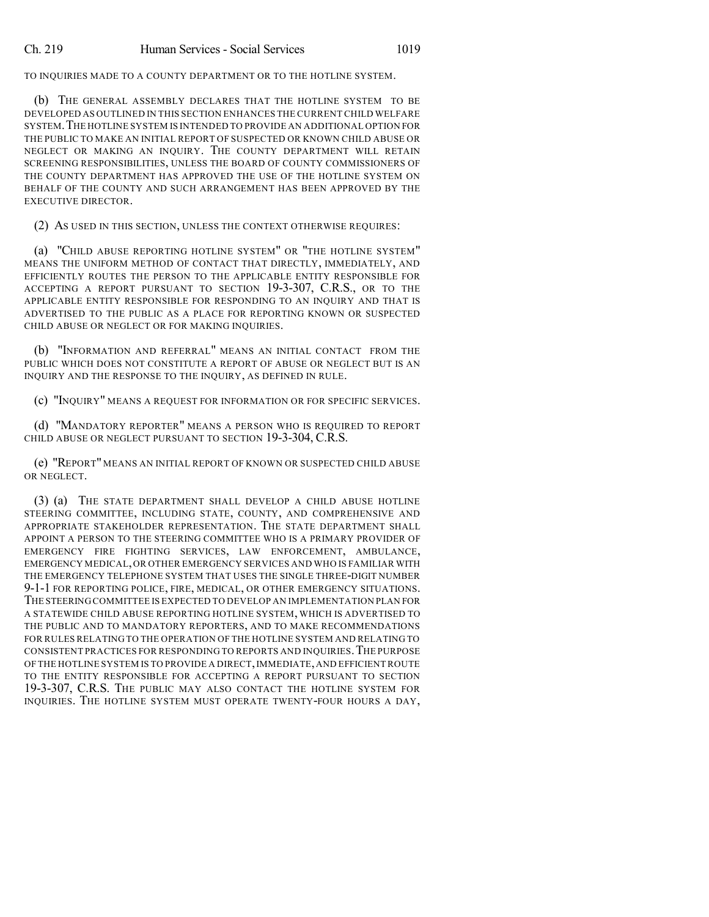TO INQUIRIES MADE TO A COUNTY DEPARTMENT OR TO THE HOTLINE SYSTEM.

(b) THE GENERAL ASSEMBLY DECLARES THAT THE HOTLINE SYSTEM TO BE DEVELOPED AS OUTLINED IN THIS SECTION ENHANCES THE CURRENT CHILD WELFARE SYSTEM. THE HOTLINE SYSTEM IS INTENDED TO PROVIDE AN ADDITIONAL OPTION FOR THE PUBLIC TO MAKE AN INITIAL REPORT OF SUSPECTED OR KNOWN CHILD ABUSE OR NEGLECT OR MAKING AN INQUIRY. THE COUNTY DEPARTMENT WILL RETAIN SCREENING RESPONSIBILITIES, UNLESS THE BOARD OF COUNTY COMMISSIONERS OF THE COUNTY DEPARTMENT HAS APPROVED THE USE OF THE HOTLINE SYSTEM ON BEHALF OF THE COUNTY AND SUCH ARRANGEMENT HAS BEEN APPROVED BY THE EXECUTIVE DIRECTOR.

(2) AS USED IN THIS SECTION, UNLESS THE CONTEXT OTHERWISE REQUIRES:

(a) "CHILD ABUSE REPORTING HOTLINE SYSTEM" OR "THE HOTLINE SYSTEM" MEANS THE UNIFORM METHOD OF CONTACT THAT DIRECTLY, IMMEDIATELY, AND EFFICIENTLY ROUTES THE PERSON TO THE APPLICABLE ENTITY RESPONSIBLE FOR ACCEPTING A REPORT PURSUANT TO SECTION 19-3-307, C.R.S., OR TO THE APPLICABLE ENTITY RESPONSIBLE FOR RESPONDING TO AN INQUIRY AND THAT IS ADVERTISED TO THE PUBLIC AS A PLACE FOR REPORTING KNOWN OR SUSPECTED CHILD ABUSE OR NEGLECT OR FOR MAKING INQUIRIES.

(b) "INFORMATION AND REFERRAL" MEANS AN INITIAL CONTACT FROM THE PUBLIC WHICH DOES NOT CONSTITUTE A REPORT OF ABUSE OR NEGLECT BUT IS AN INQUIRY AND THE RESPONSE TO THE INQUIRY, AS DEFINED IN RULE.

(c) "INQUIRY" MEANS A REQUEST FOR INFORMATION OR FOR SPECIFIC SERVICES.

(d) "MANDATORY REPORTER" MEANS A PERSON WHO IS REQUIRED TO REPORT CHILD ABUSE OR NEGLECT PURSUANT TO SECTION 19-3-304, C.R.S.

(e) "REPORT" MEANS AN INITIAL REPORT OF KNOWN OR SUSPECTED CHILD ABUSE OR NEGLECT.

(3) (a) THE STATE DEPARTMENT SHALL DEVELOP A CHILD ABUSE HOTLINE STEERING COMMITTEE, INCLUDING STATE, COUNTY, AND COMPREHENSIVE AND APPROPRIATE STAKEHOLDER REPRESENTATION. THE STATE DEPARTMENT SHALL APPOINT A PERSON TO THE STEERING COMMITTEE WHO IS A PRIMARY PROVIDER OF EMERGENCY FIRE FIGHTING SERVICES, LAW ENFORCEMENT, AMBULANCE, EMERGENCY MEDICAL, OR OTHER EMERGENCY SERVICES AND WHO IS FAMILIAR WITH THE EMERGENCY TELEPHONE SYSTEM THAT USES THE SINGLE THREE-DIGIT NUMBER 9-1-1 FOR REPORTING POLICE, FIRE, MEDICAL, OR OTHER EMERGENCY SITUATIONS. THE STEERING COMMITTEE IS EXPECTED TO DEVELOP AN IMPLEMENTATION PLAN FOR A STATEWIDE CHILD ABUSE REPORTING HOTLINE SYSTEM, WHICH IS ADVERTISED TO THE PUBLIC AND TO MANDATORY REPORTERS, AND TO MAKE RECOMMENDATIONS FOR RULES RELATING TO THE OPERATION OF THE HOTLINE SYSTEM AND RELATING TO CONSISTENT PRACTICES FOR RESPONDING TO REPORTS AND INQUIRIES. THE PURPOSE OF THE HOTLINE SYSTEM IS TO PROVIDE A DIRECT, IMMEDIATE, AND EFFICIENT ROUTE TO THE ENTITY RESPONSIBLE FOR ACCEPTING A REPORT PURSUANT TO SECTION 19-3-307, C.R.S. THE PUBLIC MAY ALSO CONTACT THE HOTLINE SYSTEM FOR INQUIRIES. THE HOTLINE SYSTEM MUST OPERATE TWENTY-FOUR HOURS A DAY,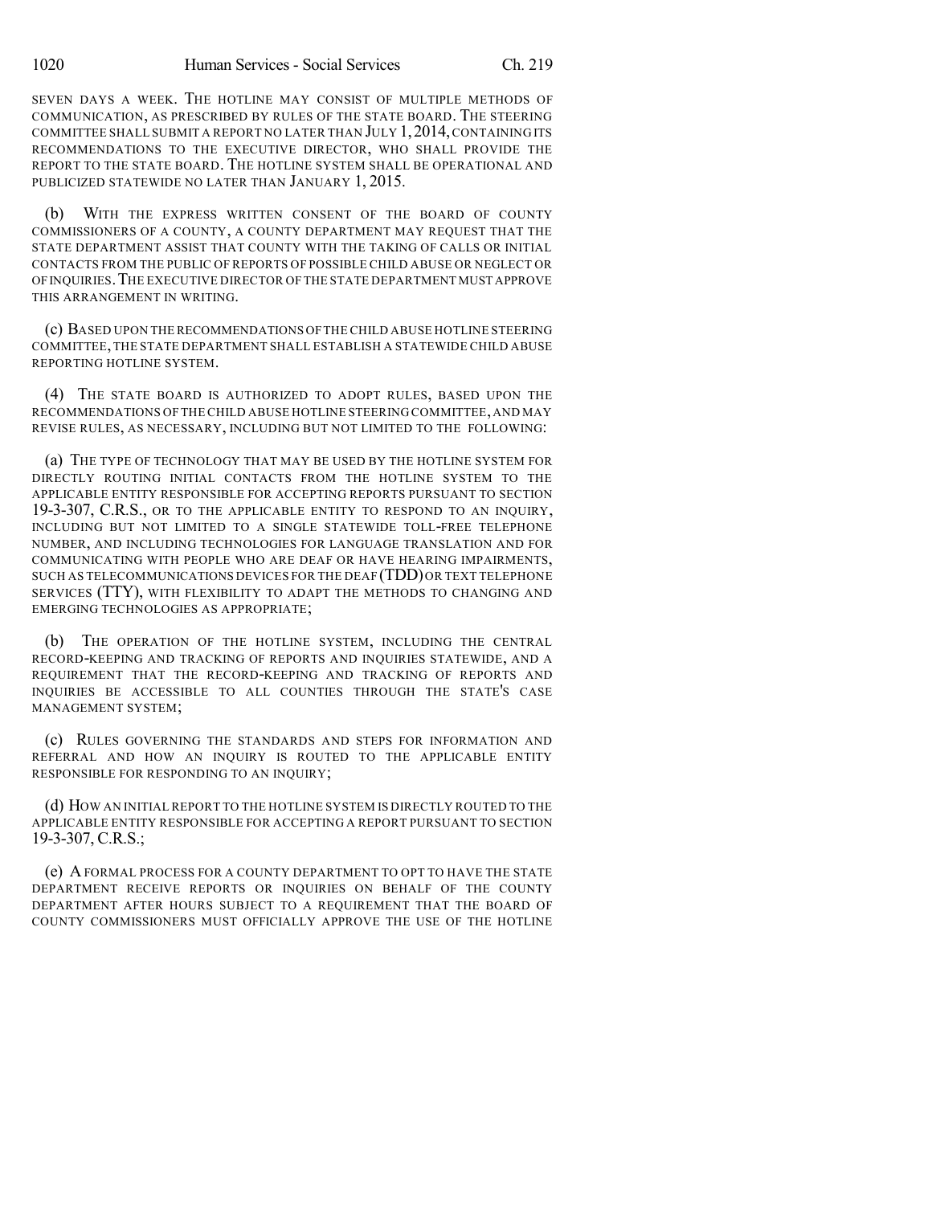SEVEN DAYS A WEEK. THE HOTLINE MAY CONSIST OF MULTIPLE METHODS OF COMMUNICATION, AS PRESCRIBED BY RULES OF THE STATE BOARD. THE STEERING COMMITTEE SHALL SUBMIT A REPORT NO LATER THAN JULY 1, 2014, CONTAINING ITS RECOMMENDATIONS TO THE EXECUTIVE DIRECTOR, WHO SHALL PROVIDE THE REPORT TO THE STATE BOARD. THE HOTLINE SYSTEM SHALL BE OPERATIONAL AND PUBLICIZED STATEWIDE NO LATER THAN JANUARY 1, 2015.

(b) WITH THE EXPRESS WRITTEN CONSENT OF THE BOARD OF COUNTY COMMISSIONERS OF A COUNTY, A COUNTY DEPARTMENT MAY REQUEST THAT THE STATE DEPARTMENT ASSIST THAT COUNTY WITH THE TAKING OF CALLS OR INITIAL CONTACTS FROM THE PUBLIC OF REPORTS OF POSSIBLE CHILD ABUSE OR NEGLECT OR OF INQUIRIES. THE EXECUTIVE DIRECTOR OF THE STATE DEPARTMENT MUST APPROVE THIS ARRANGEMENT IN WRITING.

(c) BASED UPON THE RECOMMENDATIONS OF THE CHILD ABUSE HOTLINE STEERING COMMITTEE, THE STATE DEPARTMENT SHALL ESTABLISH A STATEWIDE CHILD ABUSE REPORTING HOTLINE SYSTEM.

(4) THE STATE BOARD IS AUTHORIZED TO ADOPT RULES, BASED UPON THE RECOMMENDATIONS OF THE CHILD ABUSE HOTLINE STEERING COMMITTEE, AND MAY REVISE RULES, AS NECESSARY, INCLUDING BUT NOT LIMITED TO THE FOLLOWING:

(a) THE TYPE OF TECHNOLOGY THAT MAY BE USED BY THE HOTLINE SYSTEM FOR DIRECTLY ROUTING INITIAL CONTACTS FROM THE HOTLINE SYSTEM TO THE APPLICABLE ENTITY RESPONSIBLE FOR ACCEPTING REPORTS PURSUANT TO SECTION 19-3-307, C.R.S., OR TO THE APPLICABLE ENTITY TO RESPOND TO AN INQUIRY, INCLUDING BUT NOT LIMITED TO A SINGLE STATEWIDE TOLL-FREE TELEPHONE NUMBER, AND INCLUDING TECHNOLOGIES FOR LANGUAGE TRANSLATION AND FOR COMMUNICATING WITH PEOPLE WHO ARE DEAF OR HAVE HEARING IMPAIRMENTS, SUCH AS TELECOMMUNICATIONS DEVICES FOR THE DEAF (TDD) OR TEXT TELEPHONE SERVICES (TTY), WITH FLEXIBILITY TO ADAPT THE METHODS TO CHANGING AND EMERGING TECHNOLOGIES AS APPROPRIATE;

(b) THE OPERATION OF THE HOTLINE SYSTEM, INCLUDING THE CENTRAL RECORD-KEEPING AND TRACKING OF REPORTS AND INQUIRIES STATEWIDE, AND A REQUIREMENT THAT THE RECORD-KEEPING AND TRACKING OF REPORTS AND INQUIRIES BE ACCESSIBLE TO ALL COUNTIES THROUGH THE STATE'S CASE MANAGEMENT SYSTEM;

(c) RULES GOVERNING THE STANDARDS AND STEPS FOR INFORMATION AND REFERRAL AND HOW AN INQUIRY IS ROUTED TO THE APPLICABLE ENTITY RESPONSIBLE FOR RESPONDING TO AN INQUIRY;

(d) HOW AN INITIAL REPORT TO THE HOTLINE SYSTEM IS DIRECTLY ROUTED TO THE APPLICABLE ENTITY RESPONSIBLE FOR ACCEPTING A REPORT PURSUANT TO SECTION 19-3-307, C.R.S.;

(e) A FORMAL PROCESS FOR A COUNTY DEPARTMENT TO OPT TO HAVE THE STATE DEPARTMENT RECEIVE REPORTS OR INQUIRIES ON BEHALF OF THE COUNTY DEPARTMENT AFTER HOURS SUBJECT TO A REQUIREMENT THAT THE BOARD OF COUNTY COMMISSIONERS MUST OFFICIALLY APPROVE THE USE OF THE HOTLINE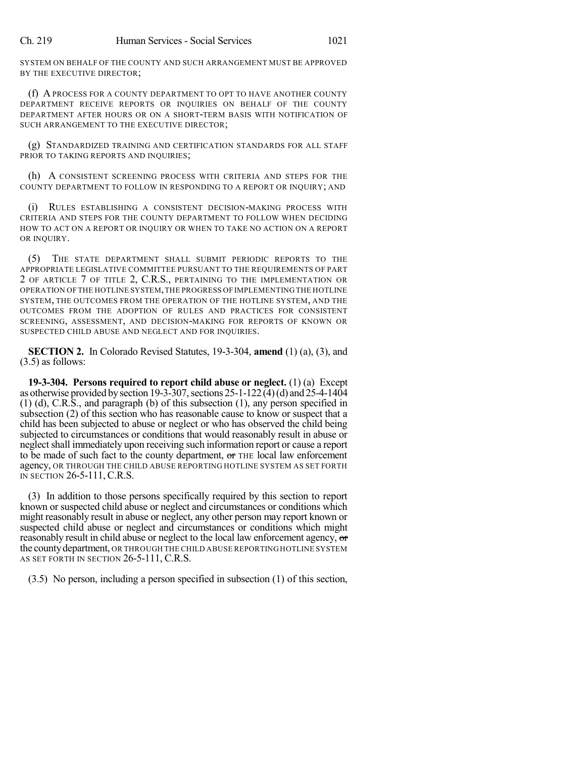SYSTEM ON BEHALF OF THE COUNTY AND SUCH ARRANGEMENT MUST BE APPROVED BY THE EXECUTIVE DIRECTOR;

(f) A PROCESS FOR A COUNTY DEPARTMENT TO OPT TO HAVE ANOTHER COUNTY DEPARTMENT RECEIVE REPORTS OR INQUIRIES ON BEHALF OF THE COUNTY DEPARTMENT AFTER HOURS OR ON A SHORT-TERM BASIS WITH NOTIFICATION OF SUCH ARRANGEMENT TO THE EXECUTIVE DIRECTOR;

(g) STANDARDIZED TRAINING AND CERTIFICATION STANDARDS FOR ALL STAFF PRIOR TO TAKING REPORTS AND INQUIRIES;

(h) A CONSISTENT SCREENING PROCESS WITH CRITERIA AND STEPS FOR THE COUNTY DEPARTMENT TO FOLLOW IN RESPONDING TO A REPORT OR INQUIRY; AND

(i) RULES ESTABLISHING A CONSISTENT DECISION-MAKING PROCESS WITH CRITERIA AND STEPS FOR THE COUNTY DEPARTMENT TO FOLLOW WHEN DECIDING HOW TO ACT ON A REPORT OR INQUIRY OR WHEN TO TAKE NO ACTION ON A REPORT OR INQUIRY.

(5) THE STATE DEPARTMENT SHALL SUBMIT PERIODIC REPORTS TO THE APPROPRIATE LEGISLATIVE COMMITTEE PURSUANT TO THE REQUIREMENTS OF PART 2 OF ARTICLE 7 OF TITLE 2, C.R.S., PERTAINING TO THE IMPLEMENTATION OR OPERATION OF THE HOTLINE SYSTEM, THE PROGRESS OF IMPLEMENTING THE HOTLINE SYSTEM, THE OUTCOMES FROM THE OPERATION OF THE HOTLINE SYSTEM, AND THE OUTCOMES FROM THE ADOPTION OF RULES AND PRACTICES FOR CONSISTENT SCREENING, ASSESSMENT, AND DECISION-MAKING FOR REPORTS OF KNOWN OR SUSPECTED CHILD ABUSE AND NEGLECT AND FOR INQUIRIES.

**SECTION 2.** In Colorado Revised Statutes, 19-3-304, **amend** (1) (a), (3), and (3.5) as follows:

**19-3-304. Persons required to report child abuse or neglect.** (1) (a) Except as otherwise provided by section 19-3-307, sections 25-1-122 (4) (d) and 25-4-1404 (1) (d), C.R.S., and paragraph (b) of this subsection (1), any person specified in subsection (2) of this section who has reasonable cause to know or suspect that a child has been subjected to abuse or neglect or who has observed the child being subjected to circumstances or conditions that would reasonably result in abuse or neglect shall immediately upon receiving such information report or cause a report to be made of such fact to the county department, ~~or~~ THE local law enforcement agency, OR THROUGH THE CHILD ABUSE REPORTING HOTLINE SYSTEM AS SET FORTH IN SECTION 26-5-111, C.R.S.

(3) In addition to those persons specifically required by this section to report known or suspected child abuse or neglect and circumstances or conditions which might reasonably result in abuse or neglect, any other person may report known or suspected child abuse or neglect and circumstances or conditions which might reasonably result in child abuse or neglect to the local law enforcement agency, ~~or~~ the county department, OR THROUGH THE CHILD ABUSE REPORTING HOTLINE SYSTEM AS SET FORTH IN SECTION 26-5-111, C.R.S.

(3.5) No person, including a person specified in subsection (1) of this section,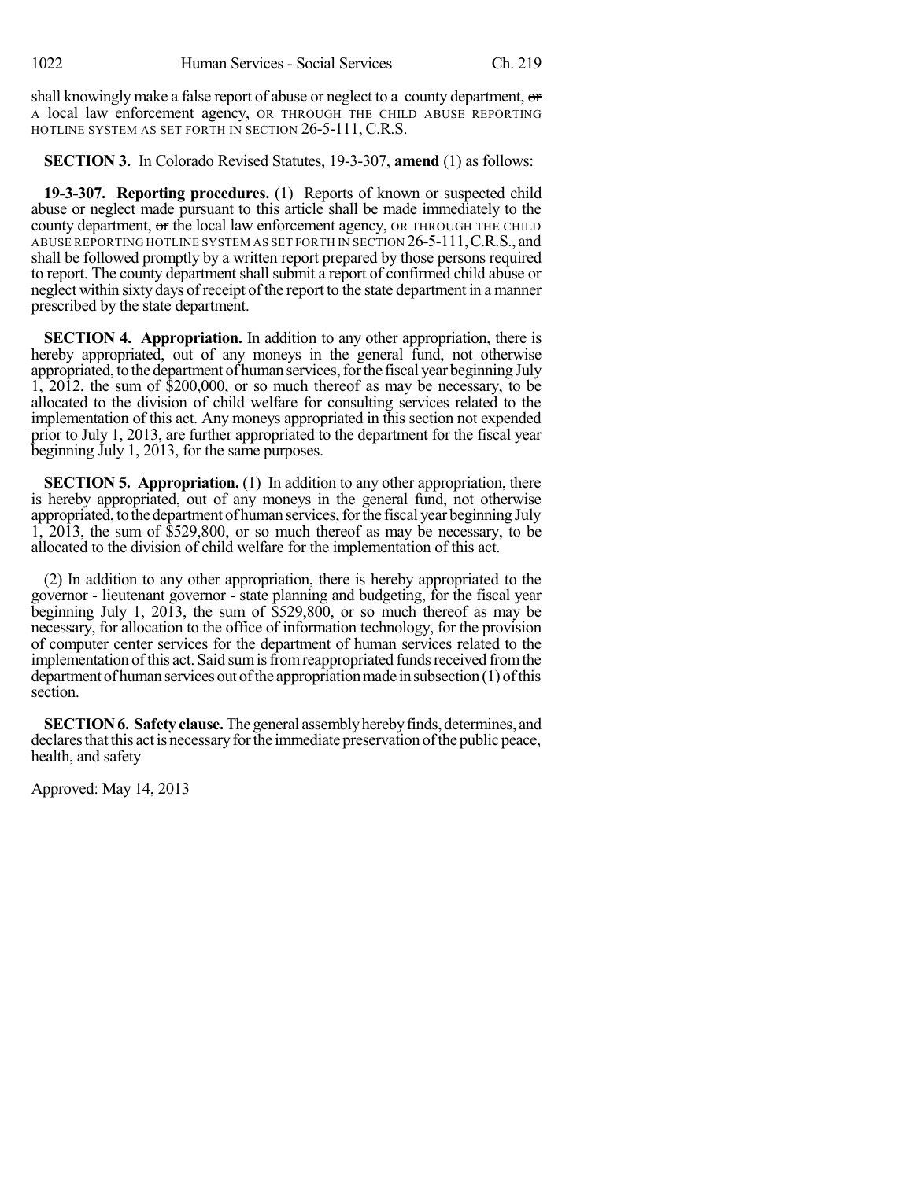shall knowingly make a false report of abuse or neglect to a county department, ~~or~~ A local law enforcement agency, OR THROUGH THE CHILD ABUSE REPORTING HOTLINE SYSTEM AS SET FORTH IN SECTION 26-5-111, C.R.S.

**SECTION 3.** In Colorado Revised Statutes, 19-3-307, **amend** (1) as follows:

**19-3-307. Reporting procedures.** (1) Reports of known or suspected child abuse or neglect made pursuant to this article shall be made immediately to the county department, ~~or~~ the local law enforcement agency, OR THROUGH THE CHILD ABUSE REPORTING HOTLINE SYSTEM AS SET FORTH IN SECTION 26-5-111, C.R.S., and shall be followed promptly by a written report prepared by those persons required to report. The county department shall submit a report of confirmed child abuse or neglect within sixty days of receipt of the report to the state department in a manner prescribed by the state department.

**SECTION 4. Appropriation.** In addition to any other appropriation, there is hereby appropriated, out of any moneys in the general fund, not otherwise appropriated, to the department of human services, for the fiscal year beginning July 1, 2012, the sum of $200,000, or so much thereof as may be necessary, to be allocated to the division of child welfare for consulting services related to the implementation of this act. Any moneys appropriated in this section not expended prior to July 1, 2013, are further appropriated to the department for the fiscal year beginning July 1, 2013, for the same purposes.

**SECTION 5. Appropriation.** (1) In addition to any other appropriation, there is hereby appropriated, out of any moneys in the general fund, not otherwise appropriated, to the department of human services, for the fiscal year beginning July 1, 2013, the sum of $529,800, or so much thereof as may be necessary, to be allocated to the division of child welfare for the implementation of this act.

(2) In addition to any other appropriation, there is hereby appropriated to the governor - lieutenant governor - state planning and budgeting, for the fiscal year beginning July 1, 2013, the sum of $529,800, or so much thereof as may be necessary, for allocation to the office of information technology, for the provision of computer center services for the department of human services related to the implementation of this act. Said sum is from reappropriated funds received from the department of human services out of the appropriation made in subsection (1) of this section.

**SECTION 6. Safety clause.** The general assembly hereby finds, determines, and declares that this act is necessary for the immediate preservation of the public peace, health, and safety

Approved: May 14, 2013